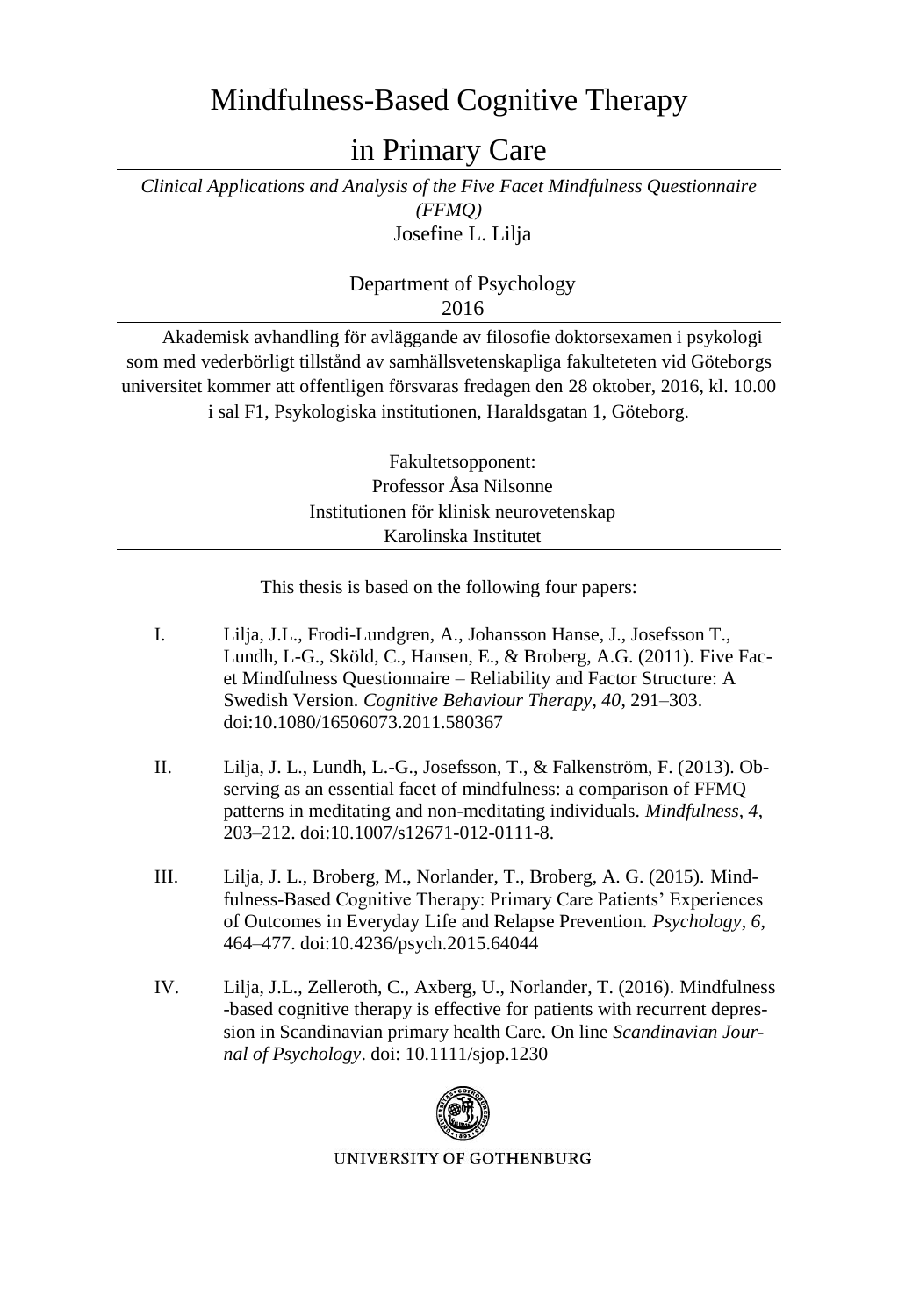# Mindfulness-Based Cognitive Therapy

# in Primary Care

*Clinical Applications and Analysis of the Five Facet Mindfulness Questionnaire (FFMQ)*

Josefine L. Lilja

Department of Psychology
2016

Akademisk avhandling för avläggande av filosofie doktorsexamen i psykologi som med vederbörligt tillstånd av samhällsvetenskapliga fakulteteten vid Göteborgs universitet kommer att offentligen försvaras fredagen den 28 oktober, 2016, kl. 10.00 i sal F1, Psykologiska institutionen, Haraldsgatan 1, Göteborg.

Fakultetsopponent:
Professor Åsa Nilsonne
Institutionen för klinisk neurovetenskap
Karolinska Institutet

This thesis is based on the following four papers:

I. Lilja, J.L., Frodi-Lundgren, A., Johansson Hanse, J., Josefsson T., Lundh, L-G., Sköld, C., Hansen, E., & Broberg, A.G. (2011). Five Facet Mindfulness Questionnaire – Reliability and Factor Structure: A Swedish Version. *Cognitive Behaviour Therapy*, *40*, 291–303. doi:10.1080/16506073.2011.580367

II. Lilja, J. L., Lundh, L.-G., Josefsson, T., & Falkenström, F. (2013). Observing as an essential facet of mindfulness: a comparison of FFMQ patterns in meditating and non-meditating individuals. *Mindfulness, 4*, 203–212. doi:10.1007/s12671-012-0111-8.

III. Lilja, J. L., Broberg, M., Norlander, T., Broberg, A. G. (2015). Mindfulness-Based Cognitive Therapy: Primary Care Patients' Experiences of Outcomes in Everyday Life and Relapse Prevention. *Psychology*, *6*, 464–477. doi:10.4236/psych.2015.64044

IV. Lilja, J.L., Zelleroth, C., Axberg, U., Norlander, T. (2016). Mindfulness -based cognitive therapy is effective for patients with recurrent depression in Scandinavian primary health Care. On line *Scandinavian Journal of Psychology*. doi: 10.1111/sjop.1230

UNIVERSITY OF GOTHENBURG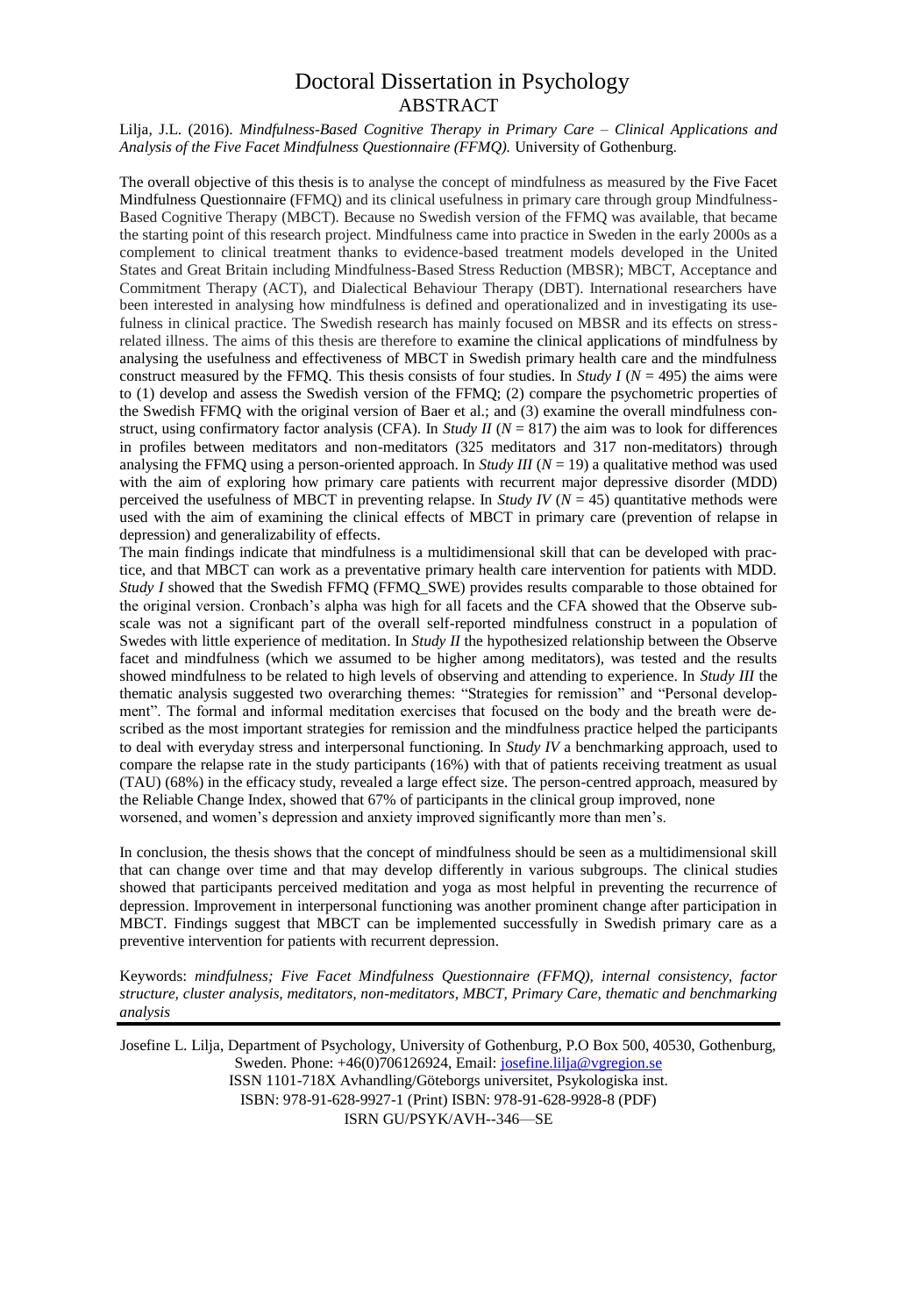# Doctoral Dissertation in Psychology

## ABSTRACT

Lilja, J.L. (2016). *Mindfulness-Based Cognitive Therapy in Primary Care – Clinical Applications and Analysis of the Five Facet Mindfulness Questionnaire (FFMQ).* University of Gothenburg.

The overall objective of this thesis is to analyse the concept of mindfulness as measured by the Five Facet Mindfulness Questionnaire (FFMQ) and its clinical usefulness in primary care through group Mindfulness-Based Cognitive Therapy (MBCT). Because no Swedish version of the FFMQ was available, that became the starting point of this research project. Mindfulness came into practice in Sweden in the early 2000s as a complement to clinical treatment thanks to evidence-based treatment models developed in the United States and Great Britain including Mindfulness-Based Stress Reduction (MBSR); MBCT, Acceptance and Commitment Therapy (ACT), and Dialectical Behaviour Therapy (DBT). International researchers have been interested in analysing how mindfulness is defined and operationalized and in investigating its usefulness in clinical practice. The Swedish research has mainly focused on MBSR and its effects on stress-related illness. The aims of this thesis are therefore to examine the clinical applications of mindfulness by analysing the usefulness and effectiveness of MBCT in Swedish primary health care and the mindfulness construct measured by the FFMQ. This thesis consists of four studies. In *Study I* ($N = 495$) the aims were to (1) develop and assess the Swedish version of the FFMQ; (2) compare the psychometric properties of the Swedish FFMQ with the original version of Baer et al.; and (3) examine the overall mindfulness construct, using confirmatory factor analysis (CFA). In *Study II* ($N = 817$) the aim was to look for differences in profiles between meditators and non-meditators (325 meditators and 317 non-meditators) through analysing the FFMQ using a person-oriented approach. In *Study III* ($N = 19$) a qualitative method was used with the aim of exploring how primary care patients with recurrent major depressive disorder (MDD) perceived the usefulness of MBCT in preventing relapse. In *Study IV* ($N = 45$) quantitative methods were used with the aim of examining the clinical effects of MBCT in primary care (prevention of relapse in depression) and generalizability of effects.

The main findings indicate that mindfulness is a multidimensional skill that can be developed with practice, and that MBCT can work as a preventative primary health care intervention for patients with MDD. *Study I* showed that the Swedish FFMQ (FFMQ_SWE) provides results comparable to those obtained for the original version. Cronbach's alpha was high for all facets and the CFA showed that the Observe subscale was not a significant part of the overall self-reported mindfulness construct in a population of Swedes with little experience of meditation. In *Study II* the hypothesized relationship between the Observe facet and mindfulness (which we assumed to be higher among meditators), was tested and the results showed mindfulness to be related to high levels of observing and attending to experience. In *Study III* the thematic analysis suggested two overarching themes: "Strategies for remission" and "Personal development". The formal and informal meditation exercises that focused on the body and the breath were described as the most important strategies for remission and the mindfulness practice helped the participants to deal with everyday stress and interpersonal functioning. In *Study IV* a benchmarking approach, used to compare the relapse rate in the study participants (16%) with that of patients receiving treatment as usual (TAU) (68%) in the efficacy study, revealed a large effect size. The person-centred approach, measured by the Reliable Change Index, showed that 67% of participants in the clinical group improved, none worsened, and women's depression and anxiety improved significantly more than men's.

In conclusion, the thesis shows that the concept of mindfulness should be seen as a multidimensional skill that can change over time and that may develop differently in various subgroups. The clinical studies showed that participants perceived meditation and yoga as most helpful in preventing the recurrence of depression. Improvement in interpersonal functioning was another prominent change after participation in MBCT. Findings suggest that MBCT can be implemented successfully in Swedish primary care as a preventive intervention for patients with recurrent depression.

Keywords: *mindfulness; Five Facet Mindfulness Questionnaire (FFMQ), internal consistency, factor structure, cluster analysis, meditators, non-meditators, MBCT, Primary Care, thematic and benchmarking analysis*

---

Josefine L. Lilja, Department of Psychology, University of Gothenburg, P.O Box 500, 40530, Gothenburg, Sweden. Phone: +46(0)706126924, Email: josefine.lilja@vgregion.se

ISSN 1101-718X Avhandling/Göteborgs universitet, Psykologiska inst.

ISBN: 978-91-628-9927-1 (Print) ISBN: 978-91-628-9928-8 (PDF)

ISRN GU/PSYK/AVH--346—SE